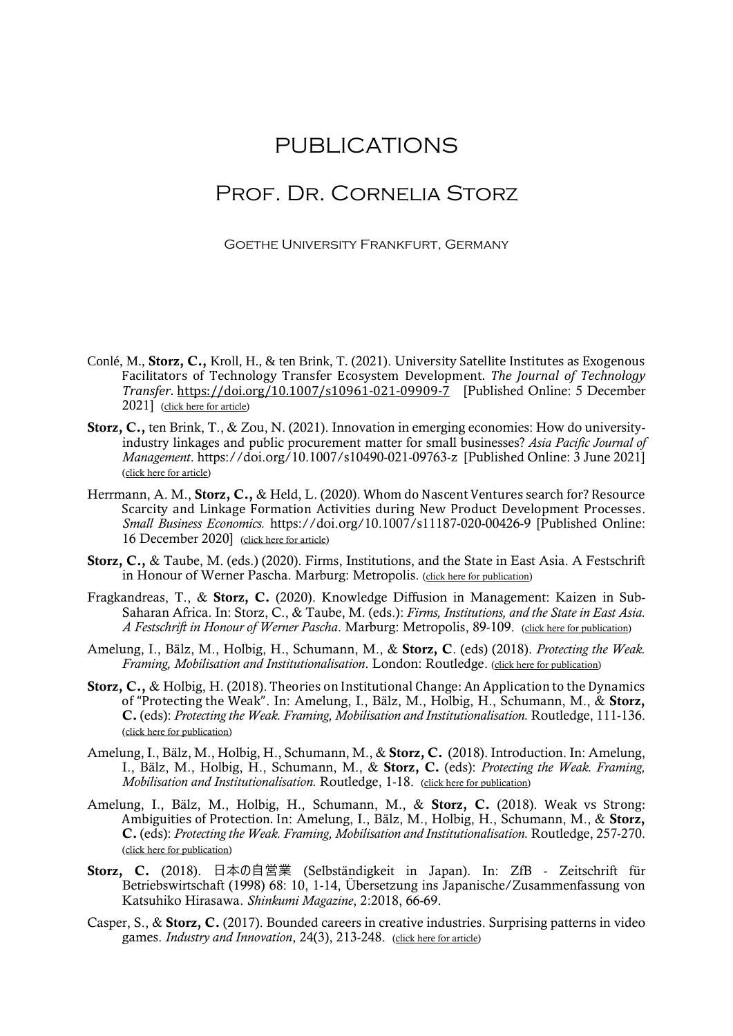# PUBLICATIONS

## Prof. Dr. Cornelia Storz

Goethe University Frankfurt, Germany

Conlé, M., **Storz, C.,** Kroll, H., & ten Brink, T. (2021). University Satellite Institutes as Exogenous Facilitators of Technology Transfer Ecosystem Development. *The Journal of Technology Transfer*. https://doi.org/10.1007/s10961-021-09909-7 [Published Online: 5 December 2021] (click here for article)

**Storz, C.,** ten Brink, T., & Zou, N. (2021). Innovation in emerging economies: How do university-industry linkages and public procurement matter for small businesses? *Asia Pacific Journal of Management*. https://doi.org/10.1007/s10490-021-09763-z [Published Online: 3 June 2021] (click here for article)

Herrmann, A. M., **Storz, C.,** & Held, L. (2020). Whom do Nascent Ventures search for? Resource Scarcity and Linkage Formation Activities during New Product Development Processes. *Small Business Economics.* https://doi.org/10.1007/s11187-020-00426-9 [Published Online: 16 December 2020] (click here for article)

**Storz, C.,** & Taube, M. (eds.) (2020). Firms, Institutions, and the State in East Asia. A Festschrift in Honour of Werner Pascha. Marburg: Metropolis. (click here for publication)

Fragkandreas, T., & **Storz, C.** (2020). Knowledge Diffusion in Management: Kaizen in Sub-Saharan Africa. In: Storz, C., & Taube, M. (eds.): *Firms, Institutions, and the State in East Asia. A Festschrift in Honour of Werner Pascha*. Marburg: Metropolis, 89-109. (click here for publication)

Amelung, I., Bälz, M., Holbig, H., Schumann, M., & **Storz, C**. (eds) (2018). *Protecting the Weak. Framing, Mobilisation and Institutionalisation*. London: Routledge. (click here for publication)

**Storz, C.,** & Holbig, H. (2018). Theories on Institutional Change: An Application to the Dynamics of "Protecting the Weak". In: Amelung, I., Bälz, M., Holbig, H., Schumann, M., & **Storz, C.** (eds): *Protecting the Weak. Framing, Mobilisation and Institutionalisation.* Routledge, 111-136. (click here for publication)

Amelung, I., Bälz, M., Holbig, H., Schumann, M., & **Storz, C.** (2018). Introduction. In: Amelung, I., Bälz, M., Holbig, H., Schumann, M., & **Storz, C.** (eds): *Protecting the Weak. Framing, Mobilisation and Institutionalisation.* Routledge, 1-18. (click here for publication)

Amelung, I., Bälz, M., Holbig, H., Schumann, M., & **Storz, C.** (2018). Weak vs Strong: Ambiguities of Protection. In: Amelung, I., Bälz, M., Holbig, H., Schumann, M., & **Storz, C.** (eds): *Protecting the Weak. Framing, Mobilisation and Institutionalisation.* Routledge, 257-270. (click here for publication)

**Storz, C.** (2018). 日本の自営業 (Selbständigkeit in Japan). In: ZfB - Zeitschrift für Betriebswirtschaft (1998) 68: 10, 1-14, Übersetzung ins Japanische/Zusammenfassung von Katsuhiko Hirasawa. *Shinkumi Magazine*, 2:2018, 66-69.

Casper, S., & **Storz, C.** (2017). Bounded careers in creative industries. Surprising patterns in video games. *Industry and Innovation*, 24(3), 213-248. (click here for article)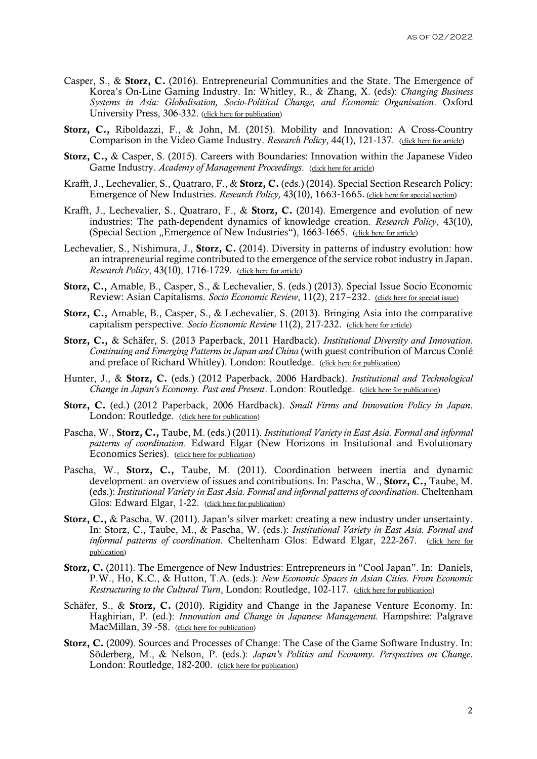Casper, S., & **Storz, C.** (2016). Entrepreneurial Communities and the State. The Emergence of Korea's On-Line Gaming Industry. In: Whitley, R., & Zhang, X. (eds): *Changing Business Systems in Asia: Globalisation, Socio-Political Change, and Economic Organisation*. Oxford University Press, 306-332. (click here for publication)

**Storz, C.,** Riboldazzi, F., & John, M. (2015). Mobility and Innovation: A Cross-Country Comparison in the Video Game Industry. *Research Policy*, 44(1), 121-137. (click here for article)

**Storz, C.,** & Casper, S. (2015). Careers with Boundaries: Innovation within the Japanese Video Game Industry. *Academy of Management Proceedings*. (click here for article)

Krafft, J., Lechevalier, S., Quatraro, F., & **Storz, C.** (eds.) (2014). Special Section Research Policy: Emergence of New Industries. *Research Policy,* 43(10), 1663-1665. (click here for special section)

Krafft, J., Lechevalier, S., Quatraro, F., & **Storz, C.** (2014). Emergence and evolution of new industries: The path-dependent dynamics of knowledge creation. *Research Policy*, 43(10), (Special Section „Emergence of New Industries"), 1663-1665. (click here for article)

Lechevalier, S., Nishimura, J., **Storz, C.** (2014). Diversity in patterns of industry evolution: how an intrapreneurial regime contributed to the emergence of the service robot industry in Japan. *Research Policy*, 43(10), 1716-1729. (click here for article)

**Storz, C.,** Amable, B., Casper, S., & Lechevalier, S. (eds.) (2013). Special Issue Socio Economic Review: Asian Capitalisms. *Socio Economic Review*, 11(2), 217–232. (click here for special issue)

**Storz, C.,** Amable, B., Casper, S., & Lechevalier, S. (2013). Bringing Asia into the comparative capitalism perspective. *Socio Economic Review* 11(2), 217-232. (click here for article)

**Storz, C.,** & Schäfer, S. (2013 Paperback, 2011 Hardback). *Institutional Diversity and Innovation. Continuing and Emerging Patterns in Japan and China* (with guest contribution of Marcus Conlé and preface of Richard Whitley). London: Routledge. (click here for publication)

Hunter, J., & **Storz, C.** (eds.) (2012 Paperback, 2006 Hardback). *Institutional and Technological Change in Japan's Economy. Past and Present*. London: Routledge. (click here for publication)

**Storz, C.** (ed.) (2012 Paperback, 2006 Hardback). *Small Firms and Innovation Policy in Japan*. London: Routledge. (click here for publication)

Pascha, W., **Storz, C.,** Taube, M. (eds.) (2011). *Institutional Variety in East Asia. Formal and informal patterns of coordination*. Edward Elgar (New Horizons in Insitutional and Evolutionary Economics Series). (click here for publication)

Pascha, W., **Storz, C.,** Taube, M. (2011). Coordination between inertia and dynamic development: an overview of issues and contributions. In: Pascha, W., **Storz, C.,** Taube, M. (eds.): *Institutional Variety in East Asia. Formal and informal patterns of coordination*. Cheltenham Glos: Edward Elgar, 1-22. (click here for publication)

**Storz, C.,** & Pascha, W. (2011). Japan's silver market: creating a new industry under unsertainty. In: Storz, C., Taube, M., & Pascha, W. (eds.): *Institutional Variety in East Asia. Formal and informal patterns of coordination*. Cheltenham Glos: Edward Elgar, 222-267. (click here for publication)

**Storz, C.** (2011). The Emergence of New Industries: Entrepreneurs in "Cool Japan". In: Daniels, P.W., Ho, K.C., & Hutton, T.A. (eds.): *New Economic Spaces in Asian Cities. From Economic Restructuring to the Cultural Turn*. London: Routledge, 102-117. (click here for publication)

Schäfer, S., & **Storz, C.** (2010). Rigidity and Change in the Japanese Venture Economy. In: Haghirian, P. (ed.): *Innovation and Change in Japanese Management.* Hampshire: Palgrave MacMillan, 39 -58. (click here for publication)

**Storz, C.** (2009). Sources and Processes of Change: The Case of the Game Software Industry. In: Söderberg, M., & Nelson, P. (eds.): *Japan's Politics and Economy. Perspectives on Change*. London: Routledge, 182-200. (click here for publication)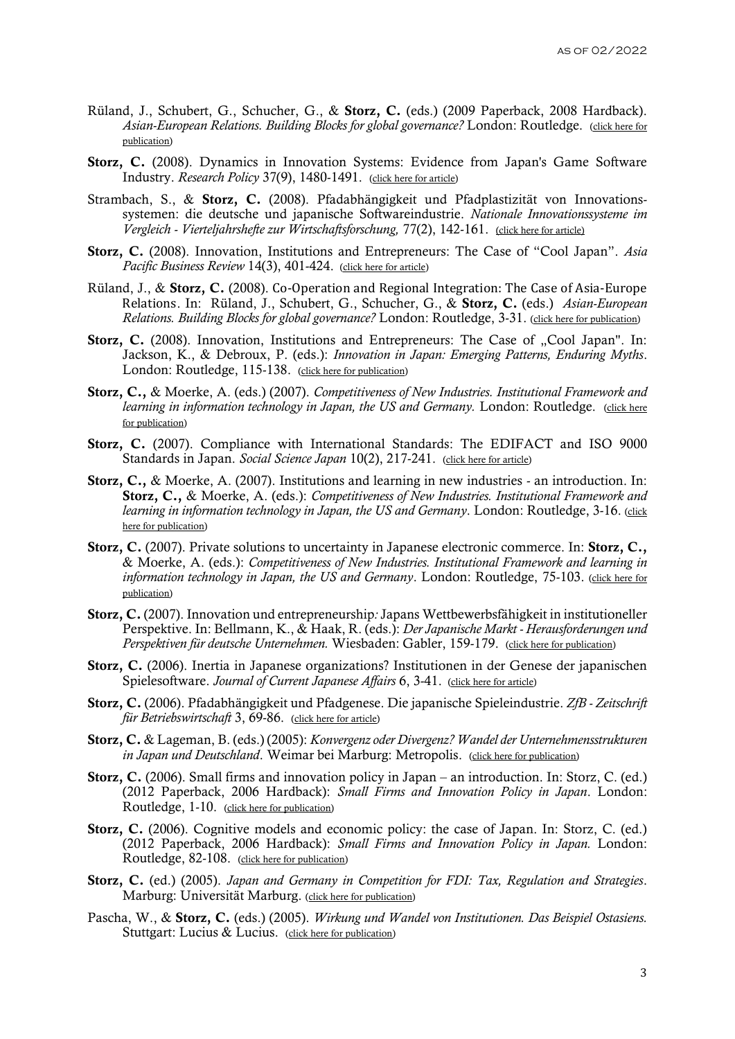Rüland, J., Schubert, G., Schucher, G., & **Storz, C.** (eds.) (2009 Paperback, 2008 Hardback). *Asian-European Relations. Building Blocks for global governance?* London: Routledge. (click here for publication)

**Storz, C.** (2008). Dynamics in Innovation Systems: Evidence from Japan's Game Software Industry. *Research Policy* 37(9), 1480-1491. (click here for article)

Strambach, S., & **Storz, C.** (2008). Pfadabhängigkeit und Pfadplastizität von Innovationssystemen: die deutsche und japanische Softwareindustrie. *Nationale Innovationssysteme im Vergleich - Vierteljahrshefte zur Wirtschaftsforschung,* 77(2), 142-161. (click here for article)

**Storz, C.** (2008). Innovation, Institutions and Entrepreneurs: The Case of "Cool Japan". *Asia Pacific Business Review* 14(3), 401-424. (click here for article)

Rüland, J., & **Storz, C.** (2008). Co-Operation and Regional Integration: The Case of Asia-Europe Relations. In: Rüland, J., Schubert, G., Schucher, G., & **Storz, C.** (eds.) *Asian-European Relations. Building Blocks for global governance?* London: Routledge, 3-31. (click here for publication)

**Storz, C.** (2008). Innovation, Institutions and Entrepreneurs: The Case of „Cool Japan". In: Jackson, K., & Debroux, P. (eds.): *Innovation in Japan: Emerging Patterns, Enduring Myths*. London: Routledge, 115-138. (click here for publication)

**Storz, C.,** & Moerke, A. (eds.) (2007). *Competitiveness of New Industries. Institutional Framework and learning in information technology in Japan, the US and Germany.* London: Routledge. (click here for publication)

**Storz, C.** (2007). Compliance with International Standards: The EDIFACT and ISO 9000 Standards in Japan. *Social Science Japan* 10(2), 217-241. (click here for article)

**Storz, C.,** & Moerke, A. (2007). Institutions and learning in new industries - an introduction. In: **Storz, C.,** & Moerke, A. (eds.): *Competitiveness of New Industries. Institutional Framework and learning in information technology in Japan, the US and Germany*. London: Routledge, 3-16. (click here for publication)

**Storz, C.** (2007). Private solutions to uncertainty in Japanese electronic commerce. In: **Storz, C.,** & Moerke, A. (eds.): *Competitiveness of New Industries. Institutional Framework and learning in information technology in Japan, the US and Germany*. London: Routledge, 75-103. (click here for publication)

**Storz, C.** (2007). Innovation und entrepreneurship*:* Japans Wettbewerbsfähigkeit in institutioneller Perspektive. In: Bellmann, K., & Haak, R. (eds.): *Der Japanische Markt - Herausforderungen und Perspektiven für deutsche Unternehmen.* Wiesbaden: Gabler, 159-179. (click here for publication)

**Storz, C.** (2006). Inertia in Japanese organizations? Institutionen in der Genese der japanischen Spielesoftware. *Journal of Current Japanese Affairs* 6, 3-41. (click here for article)

**Storz, C.** (2006). Pfadabhängigkeit und Pfadgenese. Die japanische Spieleindustrie. *ZfB - Zeitschrift für Betriebswirtschaft* 3, 69-86. (click here for article)

**Storz, C.** & Lageman, B. (eds.) (2005): *Konvergenz oder Divergenz? Wandel der Unternehmensstrukturen in Japan und Deutschland*. Weimar bei Marburg: Metropolis. (click here for publication)

**Storz, C.** (2006). Small firms and innovation policy in Japan – an introduction. In: Storz, C. (ed.) (2012 Paperback, 2006 Hardback): *Small Firms and Innovation Policy in Japan*. London: Routledge, 1-10. (click here for publication)

**Storz, C.** (2006). Cognitive models and economic policy: the case of Japan. In: Storz, C. (ed.) (2012 Paperback, 2006 Hardback): *Small Firms and Innovation Policy in Japan.* London: Routledge, 82-108. (click here for publication)

**Storz, C.** (ed.) (2005). *Japan and Germany in Competition for FDI: Tax, Regulation and Strategies*. Marburg: Universität Marburg. (click here for publication)

Pascha, W., & **Storz, C.** (eds.) (2005). *Wirkung und Wandel von Institutionen. Das Beispiel Ostasiens.* Stuttgart: Lucius & Lucius. (click here for publication)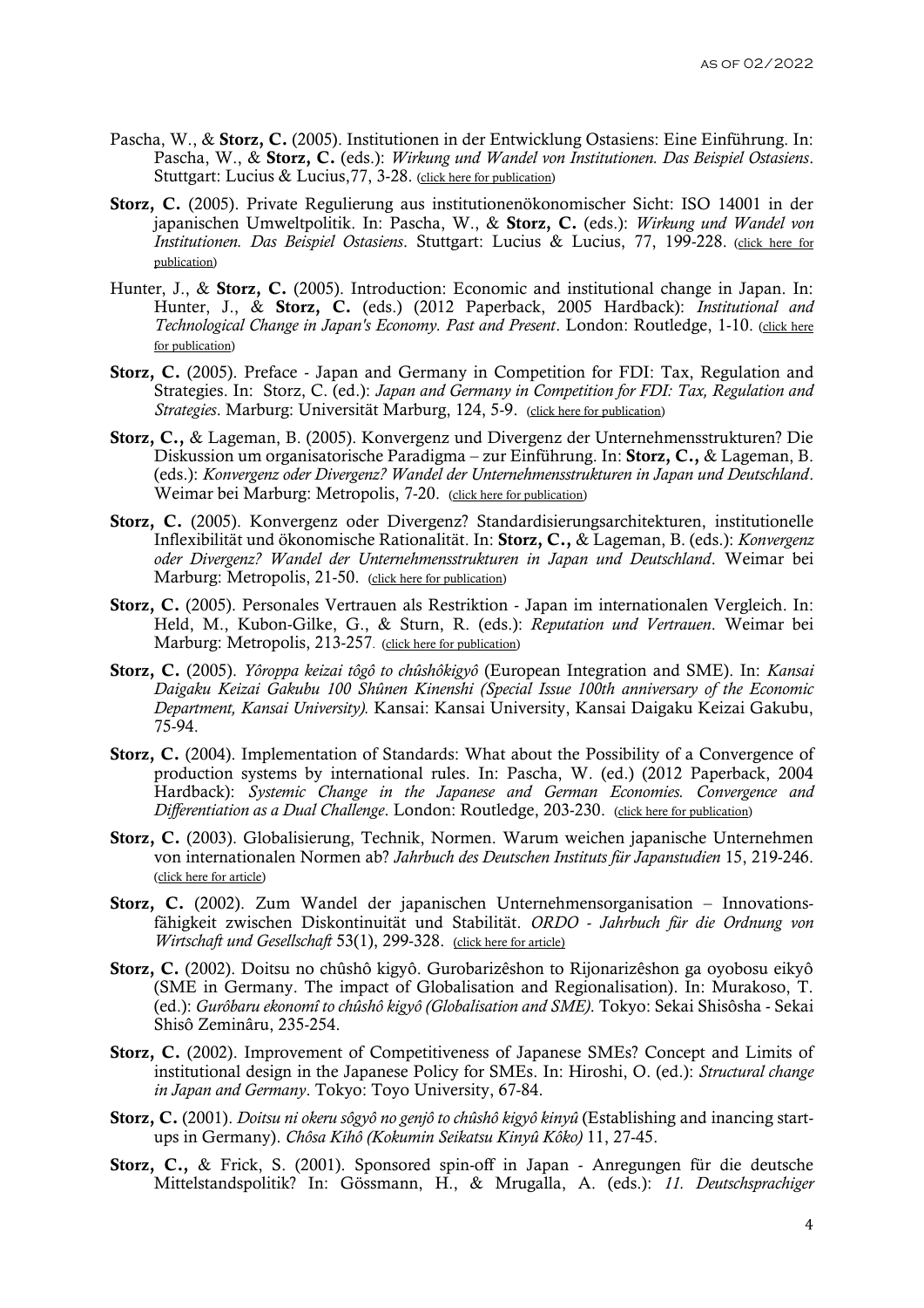Pascha, W., & **Storz, C.** (2005). Institutionen in der Entwicklung Ostasiens: Eine Einführung. In: Pascha, W., & **Storz, C.** (eds.): *Wirkung und Wandel von Institutionen. Das Beispiel Ostasiens*. Stuttgart: Lucius & Lucius,77, 3-28. (click here for publication)

**Storz, C.** (2005). Private Regulierung aus institutionenökonomischer Sicht: ISO 14001 in der japanischen Umweltpolitik. In: Pascha, W., & **Storz, C.** (eds.): *Wirkung und Wandel von Institutionen. Das Beispiel Ostasiens*. Stuttgart: Lucius & Lucius, 77, 199-228. (click here for publication)

Hunter, J., & **Storz, C.** (2005). Introduction: Economic and institutional change in Japan. In: Hunter, J., & **Storz, C.** (eds.) (2012 Paperback, 2005 Hardback): *Institutional and Technological Change in Japan's Economy. Past and Present*. London: Routledge, 1-10. (click here for publication)

**Storz, C.** (2005). Preface - Japan and Germany in Competition for FDI: Tax, Regulation and Strategies. In: Storz, C. (ed.): *Japan and Germany in Competition for FDI: Tax, Regulation and Strategies*. Marburg: Universität Marburg, 124, 5-9. (click here for publication)

**Storz, C.,** & Lageman, B. (2005). Konvergenz und Divergenz der Unternehmensstrukturen? Die Diskussion um organisatorische Paradigma – zur Einführung. In: **Storz, C.,** & Lageman, B. (eds.): *Konvergenz oder Divergenz? Wandel der Unternehmensstrukturen in Japan und Deutschland*. Weimar bei Marburg: Metropolis, 7-20. (click here for publication)

**Storz, C.** (2005). Konvergenz oder Divergenz? Standardisierungsarchitekturen, institutionelle Inflexibilität und ökonomische Rationalität. In: **Storz, C.,** & Lageman, B. (eds.): *Konvergenz oder Divergenz? Wandel der Unternehmensstrukturen in Japan und Deutschland*. Weimar bei Marburg: Metropolis, 21-50. (click here for publication)

**Storz, C.** (2005). Personales Vertrauen als Restriktion - Japan im internationalen Vergleich. In: Held, M., Kubon-Gilke, G., & Sturn, R. (eds.): *Reputation und Vertrauen*. Weimar bei Marburg: Metropolis, 213-257. (click here for publication)

**Storz, C.** (2005). *Yôroppa keizai tôgô to chûshôkigyô* (European Integration and SME). In: *Kansai Daigaku Keizai Gakubu 100 Shûnen Kinenshi (Special Issue 100th anniversary of the Economic Department, Kansai University).* Kansai: Kansai University, Kansai Daigaku Keizai Gakubu, 75-94.

**Storz, C.** (2004). Implementation of Standards: What about the Possibility of a Convergence of production systems by international rules. In: Pascha, W. (ed.) (2012 Paperback, 2004 Hardback): *Systemic Change in the Japanese and German Economies. Convergence and Differentiation as a Dual Challenge*. London: Routledge, 203-230. (click here for publication)

**Storz, C.** (2003). Globalisierung, Technik, Normen. Warum weichen japanische Unternehmen von internationalen Normen ab? *Jahrbuch des Deutschen Instituts für Japanstudien* 15, 219-246. (click here for article)

**Storz, C.** (2002). Zum Wandel der japanischen Unternehmensorganisation – Innovations-fähigkeit zwischen Diskontinuität und Stabilität. *ORDO - Jahrbuch für die Ordnung von Wirtschaft und Gesellschaft* 53(1), 299-328. (click here for article)

**Storz, C.** (2002). Doitsu no chûshô kigyô. Gurobarizêshon to Rijonarizêshon ga oyobosu eikyô (SME in Germany. The impact of Globalisation and Regionalisation). In: Murakoso, T. (ed.): *Gurôbaru ekonomî to chûshô kigyô (Globalisation and SME).* Tokyo: Sekai Shisôsha - Sekai Shisô Zeminâru, 235-254.

**Storz, C.** (2002). Improvement of Competitiveness of Japanese SMEs? Concept and Limits of institutional design in the Japanese Policy for SMEs. In: Hiroshi, O. (ed.): *Structural change in Japan and Germany*. Tokyo: Toyo University, 67-84.

**Storz, C.** (2001). *Doitsu ni okeru sôgyô no genjô to chûshô kigyô kinyû* (Establishing and inancing start-ups in Germany). *Chôsa Kihô (Kokumin Seikatsu Kinyû Kôko)* 11, 27-45.

**Storz, C.,** & Frick, S. (2001). Sponsored spin-off in Japan - Anregungen für die deutsche Mittelstandspolitik? In: Gössmann, H., & Mrugalla, A. (eds.): *11. Deutschsprachiger*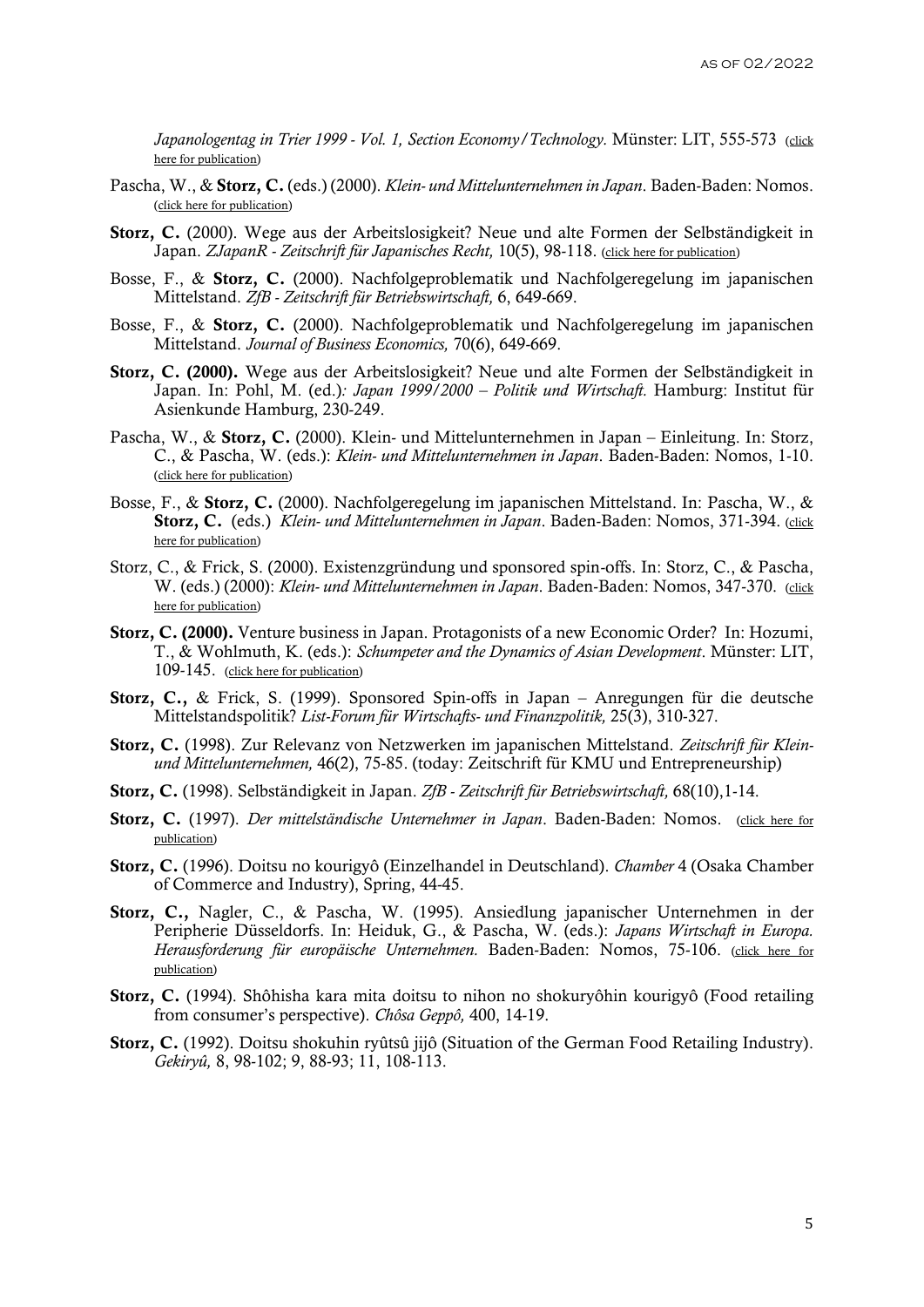*Japanologentag in Trier 1999 - Vol. 1, Section Economy/Technology.* Münster: LIT, 555-573 (click here for publication)

Pascha, W., & **Storz, C.** (eds.) (2000). *Klein- und Mittelunternehmen in Japan*. Baden-Baden: Nomos. (click here for publication)

**Storz, C.** (2000). Wege aus der Arbeitslosigkeit? Neue und alte Formen der Selbständigkeit in Japan. *ZJapanR - Zeitschrift für Japanisches Recht,* 10(5), 98-118. (click here for publication)

Bosse, F., & **Storz, C.** (2000). Nachfolgeproblematik und Nachfolgeregelung im japanischen Mittelstand. *ZfB - Zeitschrift für Betriebswirtschaft,* 6, 649-669.

Bosse, F., & **Storz, C.** (2000). Nachfolgeproblematik und Nachfolgeregelung im japanischen Mittelstand. *Journal of Business Economics,* 70(6), 649-669.

**Storz, C. (2000).** Wege aus der Arbeitslosigkeit? Neue und alte Formen der Selbständigkeit in Japan. In: Pohl, M. (ed.)*: Japan 1999/2000 – Politik und Wirtschaft.* Hamburg: Institut für Asienkunde Hamburg, 230-249.

Pascha, W., & **Storz, C.** (2000). Klein- und Mittelunternehmen in Japan – Einleitung. In: Storz, C., & Pascha, W. (eds.): *Klein- und Mittelunternehmen in Japan*. Baden-Baden: Nomos, 1-10. (click here for publication)

Bosse, F., & **Storz, C.** (2000). Nachfolgeregelung im japanischen Mittelstand. In: Pascha, W., & **Storz, C.** (eds.) *Klein- und Mittelunternehmen in Japan*. Baden-Baden: Nomos, 371-394. (click here for publication)

Storz, C., & Frick, S. (2000). Existenzgründung und sponsored spin-offs. In: Storz, C., & Pascha, W. (eds.) (2000): *Klein- und Mittelunternehmen in Japan*. Baden-Baden: Nomos, 347-370. (click here for publication)

**Storz, C. (2000).** Venture business in Japan. Protagonists of a new Economic Order? In: Hozumi, T., & Wohlmuth, K. (eds.): *Schumpeter and the Dynamics of Asian Development*. Münster: LIT, 109-145. (click here for publication)

**Storz, C.,** & Frick, S. (1999). Sponsored Spin-offs in Japan – Anregungen für die deutsche Mittelstandspolitik? *List-Forum für Wirtschafts- und Finanzpolitik,* 25(3), 310-327.

**Storz, C.** (1998). Zur Relevanz von Netzwerken im japanischen Mittelstand. *Zeitschrift für Klein- und Mittelunternehmen,* 46(2), 75-85. (today: Zeitschrift für KMU und Entrepreneurship)

**Storz, C.** (1998). Selbständigkeit in Japan. *ZfB - Zeitschrift für Betriebswirtschaft,* 68(10),1-14.

**Storz, C.** (1997). *Der mittelständische Unternehmer in Japan*. Baden-Baden: Nomos. (click here for publication)

**Storz, C.** (1996). Doitsu no kourigyô (Einzelhandel in Deutschland). *Chamber* 4 (Osaka Chamber of Commerce and Industry), Spring, 44-45.

**Storz, C.,** Nagler, C., & Pascha, W. (1995). Ansiedlung japanischer Unternehmen in der Peripherie Düsseldorfs. In: Heiduk, G., & Pascha, W. (eds.): *Japans Wirtschaft in Europa. Herausforderung für europäische Unternehmen.* Baden-Baden: Nomos, 75-106. (click here for publication)

**Storz, C.** (1994). Shôhisha kara mita doitsu to nihon no shokuryôhin kourigyô (Food retailing from consumer's perspective). *Chôsa Geppô,* 400, 14-19.

**Storz, C.** (1992). Doitsu shokuhin ryûtsû jijô (Situation of the German Food Retailing Industry). *Gekiryû,* 8, 98-102; 9, 88-93; 11, 108-113.